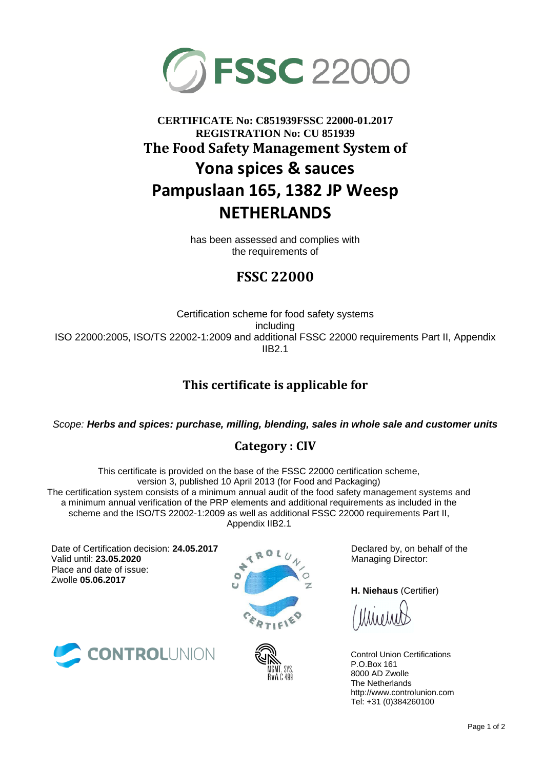# FSSC 22000

**CERTIFICATE No: C851939FSSC 22000-01.2017**
**REGISTRATION No: CU 851939**

## The Food Safety Management System of

# Yona spices & sauces
# Pampuslaan 165, 1382 JP Weesp
# NETHERLANDS

has been assessed and complies with
the requirements of

## FSSC 22000

Certification scheme for food safety systems
including
ISO 22000:2005, ISO/TS 22002-1:2009 and additional FSSC 22000 requirements Part II, Appendix IIB2.1

## This certificate is applicable for

*Scope: **Herbs and spices: purchase, milling, blending, sales in whole sale and customer units***

## Category : CIV

This certificate is provided on the base of the FSSC 22000 certification scheme, version 3, published 10 April 2013 (for Food and Packaging)
The certification system consists of a minimum annual audit of the food safety management systems and a minimum annual verification of the PRP elements and additional requirements as included in the scheme and the ISO/TS 22002-1:2009 as well as additional FSSC 22000 requirements Part II, Appendix IIB2.1

Date of Certification decision: **24.05.2017**
Valid until: **23.05.2020**
Place and date of issue:
Zwolle **05.06.2017**

CONTROL UNION CERTIFIED

MGMT. SYS.
RvA C 499

Declared by, on behalf of the Managing Director:

**H. Niehaus** (Certifier)

CONTROLUNION

Control Union Certifications
P.O.Box 161
8000 AD Zwolle
The Netherlands
http://www.controlunion.com
Tel: +31 (0)384260100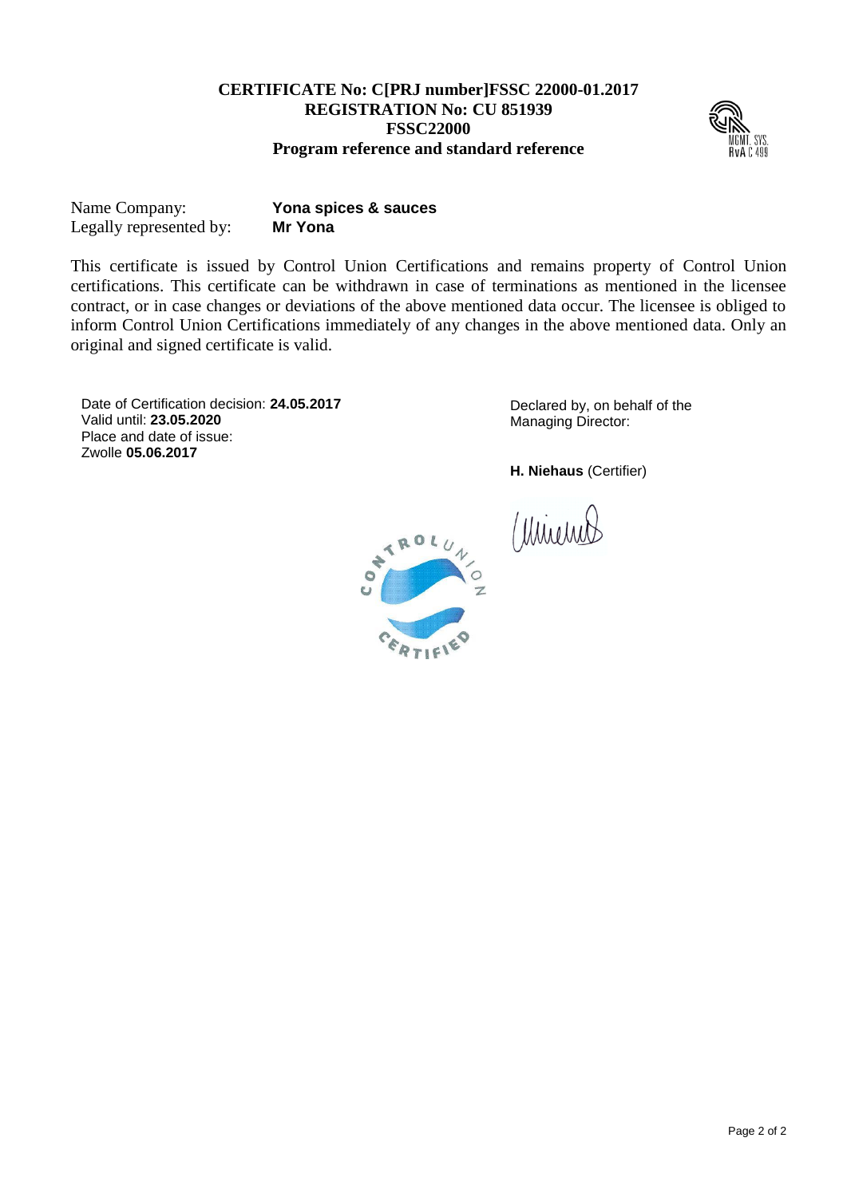**CERTIFICATE No: C[PRJ number]FSSC 22000-01.2017**
**REGISTRATION No: CU 851939**
**FSSC22000**
**Program reference and standard reference**

MGMT. SYS.
RvA C 499

Name Company: **Yona spices & sauces**
Legally represented by: **Mr Yona**

This certificate is issued by Control Union Certifications and remains property of Control Union certifications. This certificate can be withdrawn in case of terminations as mentioned in the licensee contract, or in case changes or deviations of the above mentioned data occur. The licensee is obliged to inform Control Union Certifications immediately of any changes in the above mentioned data. Only an original and signed certificate is valid.

Date of Certification decision: **24.05.2017**
Valid until: **23.05.2020**
Place and date of issue:
Zwolle **05.06.2017**

Declared by, on behalf of the Managing Director:

**H. Niehaus** (Certifier)

CONTROL UNION CERTIFIED